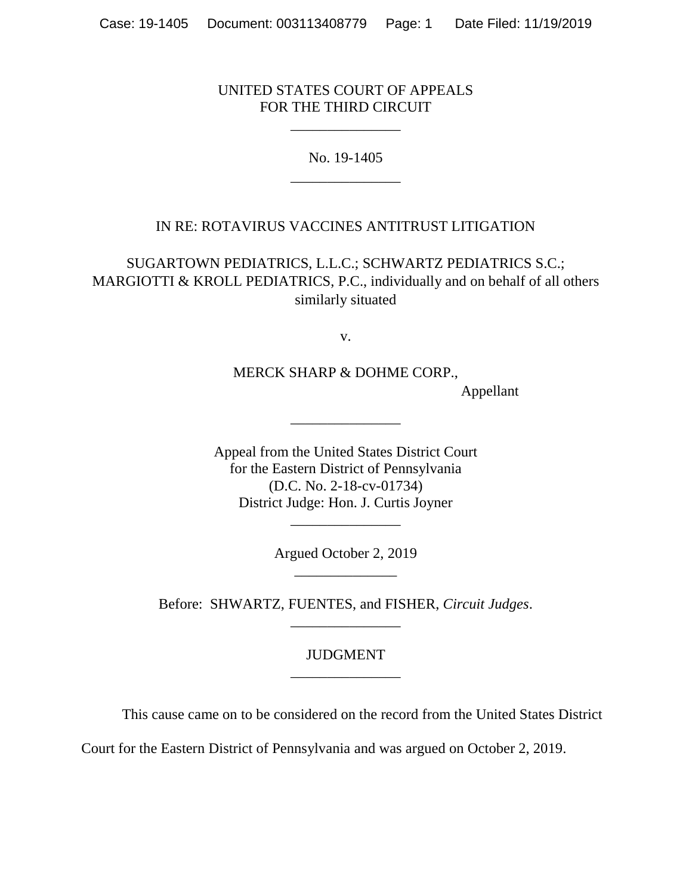UNITED STATES COURT OF APPEALS
FOR THE THIRD CIRCUIT

\_\_\_\_\_\_\_\_\_\_\_\_\_\_\_

No. 19-1405

\_\_\_\_\_\_\_\_\_\_\_\_\_\_\_

IN RE: ROTAVIRUS VACCINES ANTITRUST LITIGATION

SUGARTOWN PEDIATRICS, L.L.C.; SCHWARTZ PEDIATRICS S.C.; MARGIOTTI & KROLL PEDIATRICS, P.C., individually and on behalf of all others similarly situated

v.

MERCK SHARP & DOHME CORP.,
Appellant

\_\_\_\_\_\_\_\_\_\_\_\_\_\_\_

Appeal from the United States District Court
for the Eastern District of Pennsylvania
(D.C. No. 2-18-cv-01734)
District Judge: Hon. J. Curtis Joyner

\_\_\_\_\_\_\_\_\_\_\_\_\_\_\_

Argued October 2, 2019

\_\_\_\_\_\_\_\_\_\_\_\_\_\_

Before: SHWARTZ, FUENTES, and FISHER, *Circuit Judges*.

\_\_\_\_\_\_\_\_\_\_\_\_\_\_\_

JUDGMENT

\_\_\_\_\_\_\_\_\_\_\_\_\_\_\_

This cause came on to be considered on the record from the United States District Court for the Eastern District of Pennsylvania and was argued on October 2, 2019.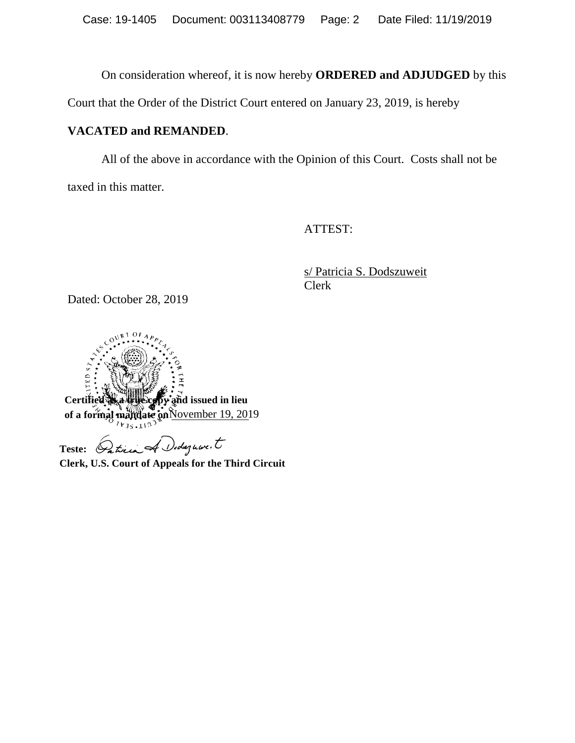On consideration whereof, it is now hereby **ORDERED and ADJUDGED** by this Court that the Order of the District Court entered on January 23, 2019, is hereby **VACATED and REMANDED**.

All of the above in accordance with the Opinion of this Court. Costs shall not be taxed in this matter.

ATTEST:

s/ Patricia S. Dodszuweit
Clerk

Dated: October 28, 2019

**Certified as a true copy and issued in lieu of a formal mandate on** November 19, 2019

**Teste:** Patricia S. Dodszuweit
**Clerk, U.S. Court of Appeals for the Third Circuit**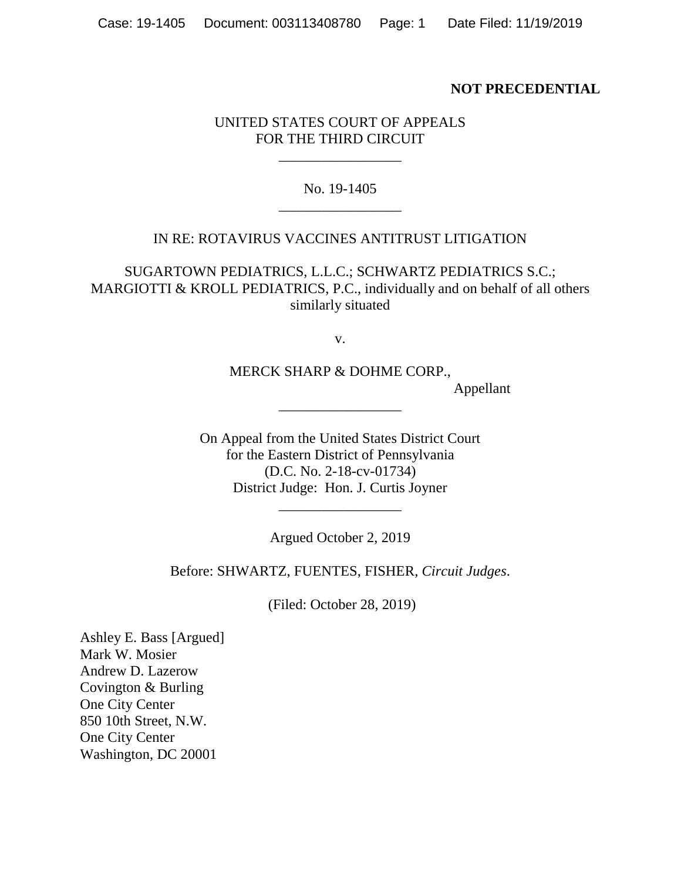**NOT PRECEDENTIAL**

UNITED STATES COURT OF APPEALS
FOR THE THIRD CIRCUIT

\_\_\_\_\_\_\_\_\_\_\_\_\_\_\_\_

No. 19-1405

\_\_\_\_\_\_\_\_\_\_\_\_\_\_\_\_

IN RE: ROTAVIRUS VACCINES ANTITRUST LITIGATION

SUGARTOWN PEDIATRICS, L.L.C.; SCHWARTZ PEDIATRICS S.C.; MARGIOTTI & KROLL PEDIATRICS, P.C., individually and on behalf of all others similarly situated

v.

MERCK SHARP & DOHME CORP.,
Appellant

\_\_\_\_\_\_\_\_\_\_\_\_\_\_\_\_

On Appeal from the United States District Court
for the Eastern District of Pennsylvania
(D.C. No. 2-18-cv-01734)
District Judge: Hon. J. Curtis Joyner

\_\_\_\_\_\_\_\_\_\_\_\_\_\_\_\_

Argued October 2, 2019

Before: SHWARTZ, FUENTES, FISHER, *Circuit Judges*.

(Filed: October 28, 2019)

Ashley E. Bass [Argued]
Mark W. Mosier
Andrew D. Lazerow
Covington & Burling
One City Center
850 10th Street, N.W.
One City Center
Washington, DC 20001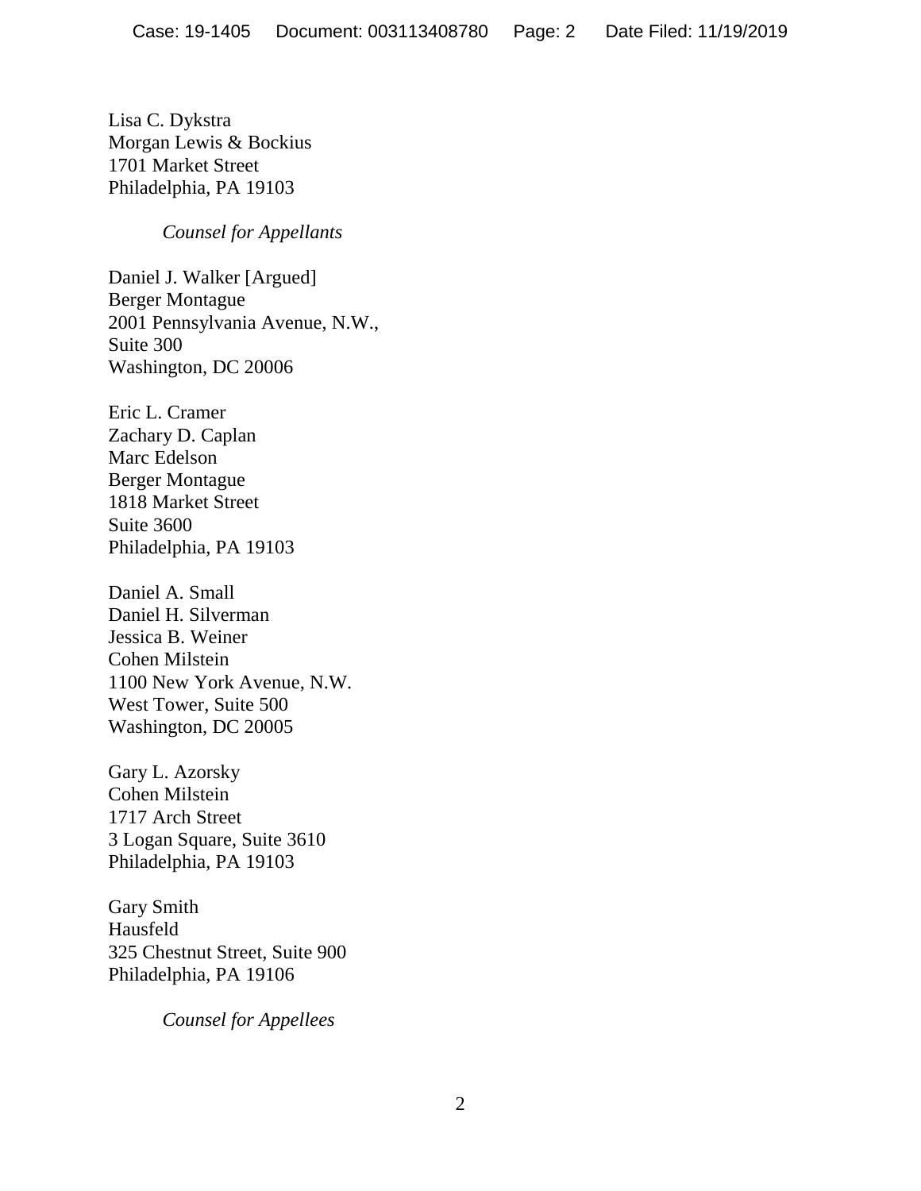Lisa C. Dykstra
Morgan Lewis & Bockius
1701 Market Street
Philadelphia, PA 19103

*Counsel for Appellants*

Daniel J. Walker [Argued]
Berger Montague
2001 Pennsylvania Avenue, N.W.,
Suite 300
Washington, DC 20006

Eric L. Cramer
Zachary D. Caplan
Marc Edelson
Berger Montague
1818 Market Street
Suite 3600
Philadelphia, PA 19103

Daniel A. Small
Daniel H. Silverman
Jessica B. Weiner
Cohen Milstein
1100 New York Avenue, N.W.
West Tower, Suite 500
Washington, DC 20005

Gary L. Azorsky
Cohen Milstein
1717 Arch Street
3 Logan Square, Suite 3610
Philadelphia, PA 19103

Gary Smith
Hausfeld
325 Chestnut Street, Suite 900
Philadelphia, PA 19106

*Counsel for Appellees*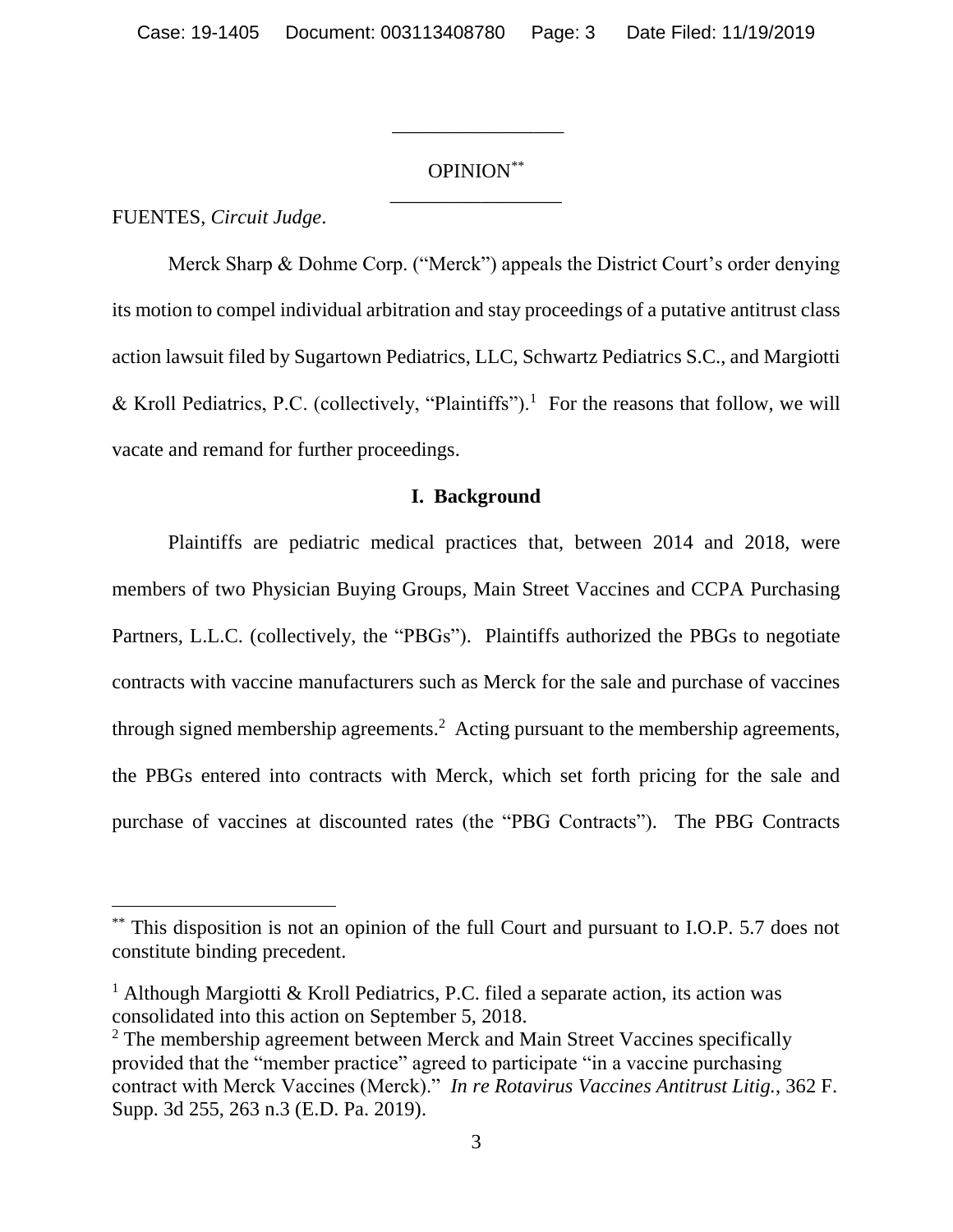OPINION[**]

FUENTES, *Circuit Judge*.

Merck Sharp & Dohme Corp. ("Merck") appeals the District Court's order denying its motion to compel individual arbitration and stay proceedings of a putative antitrust class action lawsuit filed by Sugartown Pediatrics, LLC, Schwartz Pediatrics S.C., and Margiotti & Kroll Pediatrics, P.C. (collectively, "Plaintiffs").[1] For the reasons that follow, we will vacate and remand for further proceedings.

## I. Background

Plaintiffs are pediatric medical practices that, between 2014 and 2018, were members of two Physician Buying Groups, Main Street Vaccines and CCPA Purchasing Partners, L.L.C. (collectively, the "PBGs"). Plaintiffs authorized the PBGs to negotiate contracts with vaccine manufacturers such as Merck for the sale and purchase of vaccines through signed membership agreements.[2] Acting pursuant to the membership agreements, the PBGs entered into contracts with Merck, which set forth pricing for the sale and purchase of vaccines at discounted rates (the "PBG Contracts"). The PBG Contracts

---

[**] This disposition is not an opinion of the full Court and pursuant to I.O.P. 5.7 does not constitute binding precedent.

[1] Although Margiotti & Kroll Pediatrics, P.C. filed a separate action, its action was consolidated into this action on September 5, 2018.

[2] The membership agreement between Merck and Main Street Vaccines specifically provided that the "member practice" agreed to participate "in a vaccine purchasing contract with Merck Vaccines (Merck)." *In re Rotavirus Vaccines Antitrust Litig.*, 362 F. Supp. 3d 255, 263 n.3 (E.D. Pa. 2019).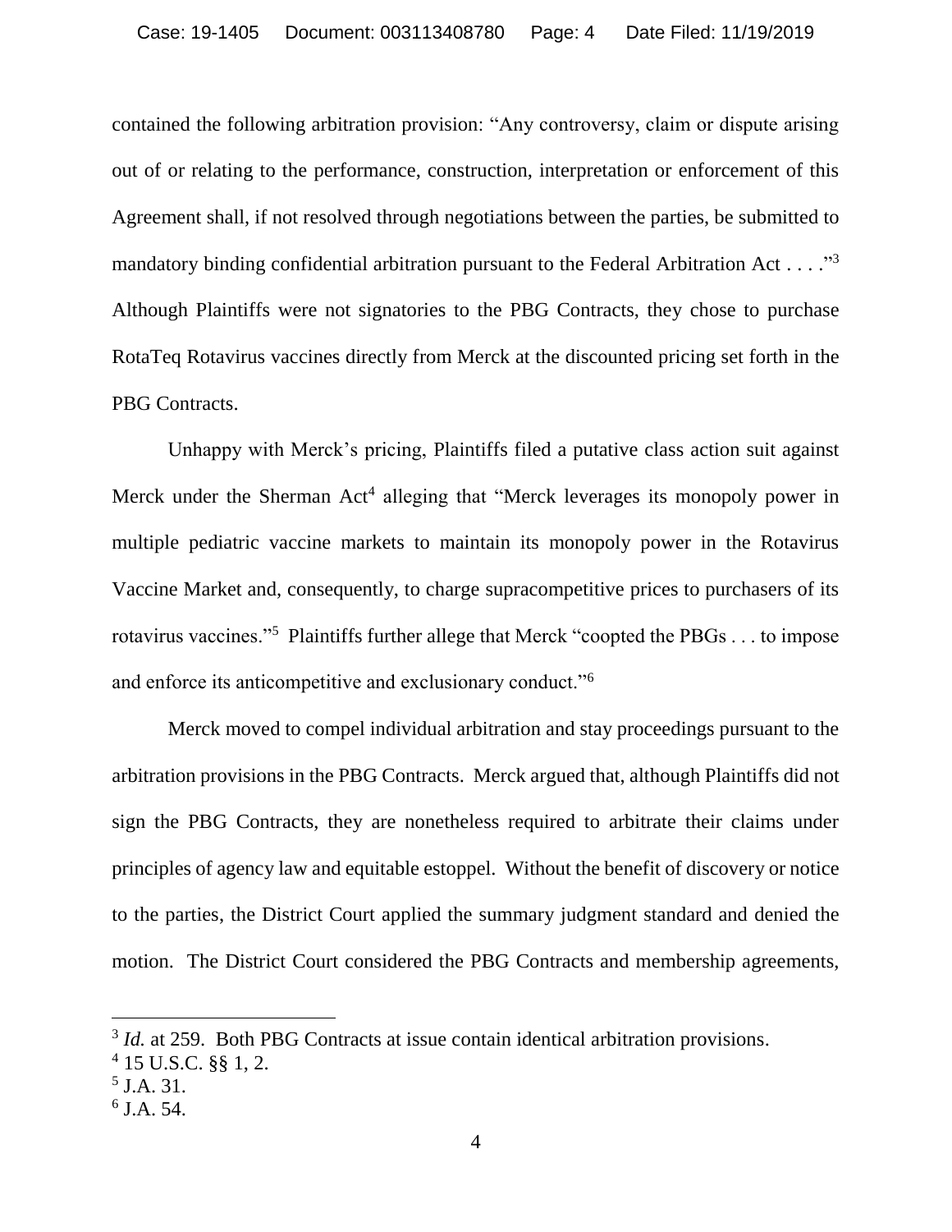contained the following arbitration provision: "Any controversy, claim or dispute arising out of or relating to the performance, construction, interpretation or enforcement of this Agreement shall, if not resolved through negotiations between the parties, be submitted to mandatory binding confidential arbitration pursuant to the Federal Arbitration Act . . . ."[3] Although Plaintiffs were not signatories to the PBG Contracts, they chose to purchase RotaTeq Rotavirus vaccines directly from Merck at the discounted pricing set forth in the PBG Contracts.

Unhappy with Merck's pricing, Plaintiffs filed a putative class action suit against Merck under the Sherman Act[4] alleging that "Merck leverages its monopoly power in multiple pediatric vaccine markets to maintain its monopoly power in the Rotavirus Vaccine Market and, consequently, to charge supracompetitive prices to purchasers of its rotavirus vaccines."[5] Plaintiffs further allege that Merck "coopted the PBGs . . . to impose and enforce its anticompetitive and exclusionary conduct."[6]

Merck moved to compel individual arbitration and stay proceedings pursuant to the arbitration provisions in the PBG Contracts. Merck argued that, although Plaintiffs did not sign the PBG Contracts, they are nonetheless required to arbitrate their claims under principles of agency law and equitable estoppel. Without the benefit of discovery or notice to the parties, the District Court applied the summary judgment standard and denied the motion. The District Court considered the PBG Contracts and membership agreements,

---

[3] *Id.* at 259. Both PBG Contracts at issue contain identical arbitration provisions.

[4] 15 U.S.C. §§ 1, 2.

[5] J.A. 31.

[6] J.A. 54.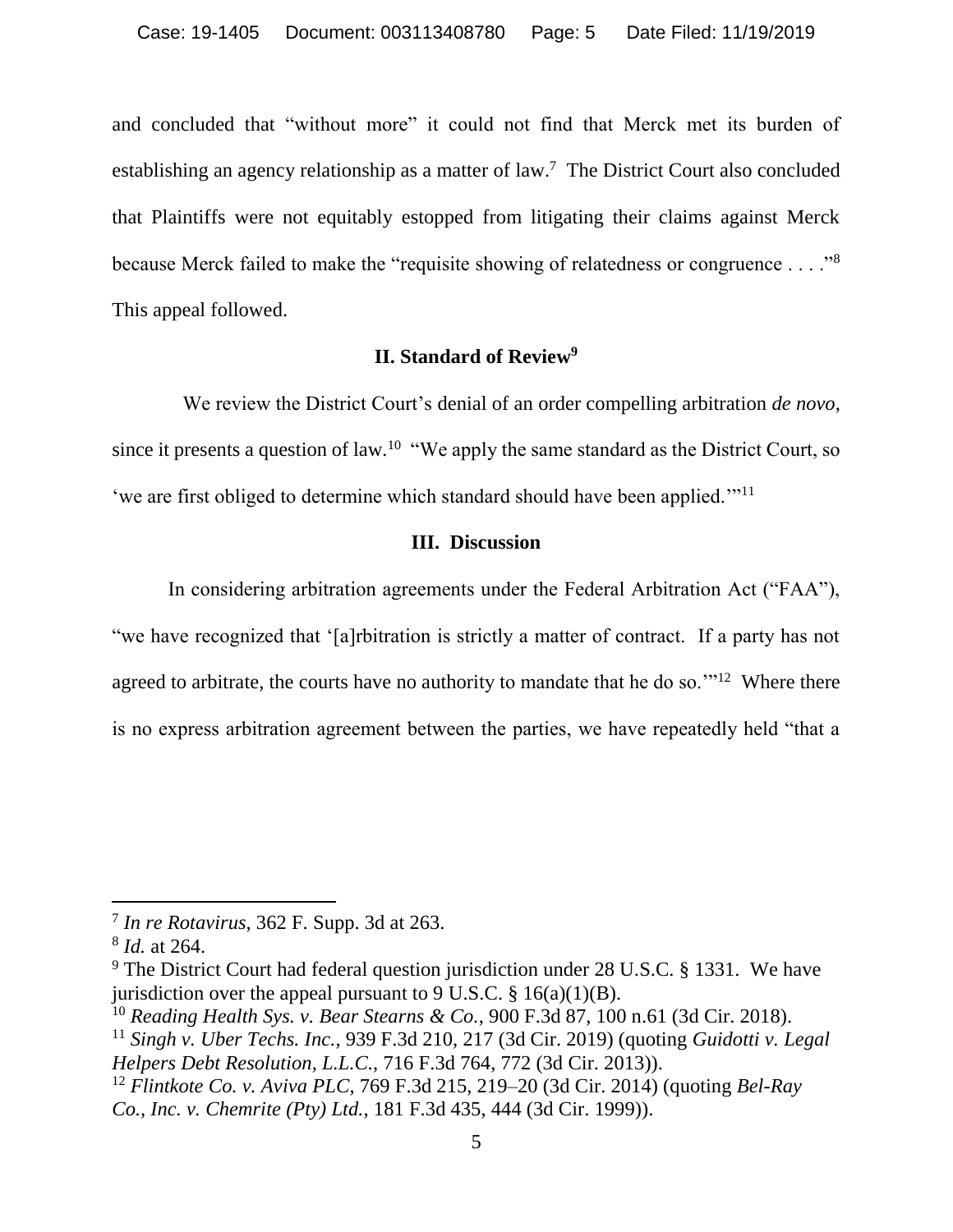and concluded that "without more" it could not find that Merck met its burden of establishing an agency relationship as a matter of law.[7] The District Court also concluded that Plaintiffs were not equitably estopped from litigating their claims against Merck because Merck failed to make the "requisite showing of relatedness or congruence . . . ."[8] This appeal followed.

## II. Standard of Review[9]

We review the District Court's denial of an order compelling arbitration *de novo*, since it presents a question of law.[10] "We apply the same standard as the District Court, so 'we are first obliged to determine which standard should have been applied.'"[11]

## III. Discussion

In considering arbitration agreements under the Federal Arbitration Act ("FAA"), "we have recognized that '[a]rbitration is strictly a matter of contract. If a party has not agreed to arbitrate, the courts have no authority to mandate that he do so.'"[12] Where there is no express arbitration agreement between the parties, we have repeatedly held "that a

---

[7] *In re Rotavirus*, 362 F. Supp. 3d at 263.

[8] *Id.* at 264.

[9] The District Court had federal question jurisdiction under 28 U.S.C. § 1331. We have jurisdiction over the appeal pursuant to 9 U.S.C. § 16(a)(1)(B).

[10] *Reading Health Sys. v. Bear Stearns & Co.*, 900 F.3d 87, 100 n.61 (3d Cir. 2018).

[11] *Singh v. Uber Techs. Inc.*, 939 F.3d 210, 217 (3d Cir. 2019) (quoting *Guidotti v. Legal Helpers Debt Resolution, L.L.C.*, 716 F.3d 764, 772 (3d Cir. 2013)).

[12] *Flintkote Co. v. Aviva PLC*, 769 F.3d 215, 219–20 (3d Cir. 2014) (quoting *Bel-Ray Co., Inc. v. Chemrite (Pty) Ltd.*, 181 F.3d 435, 444 (3d Cir. 1999)).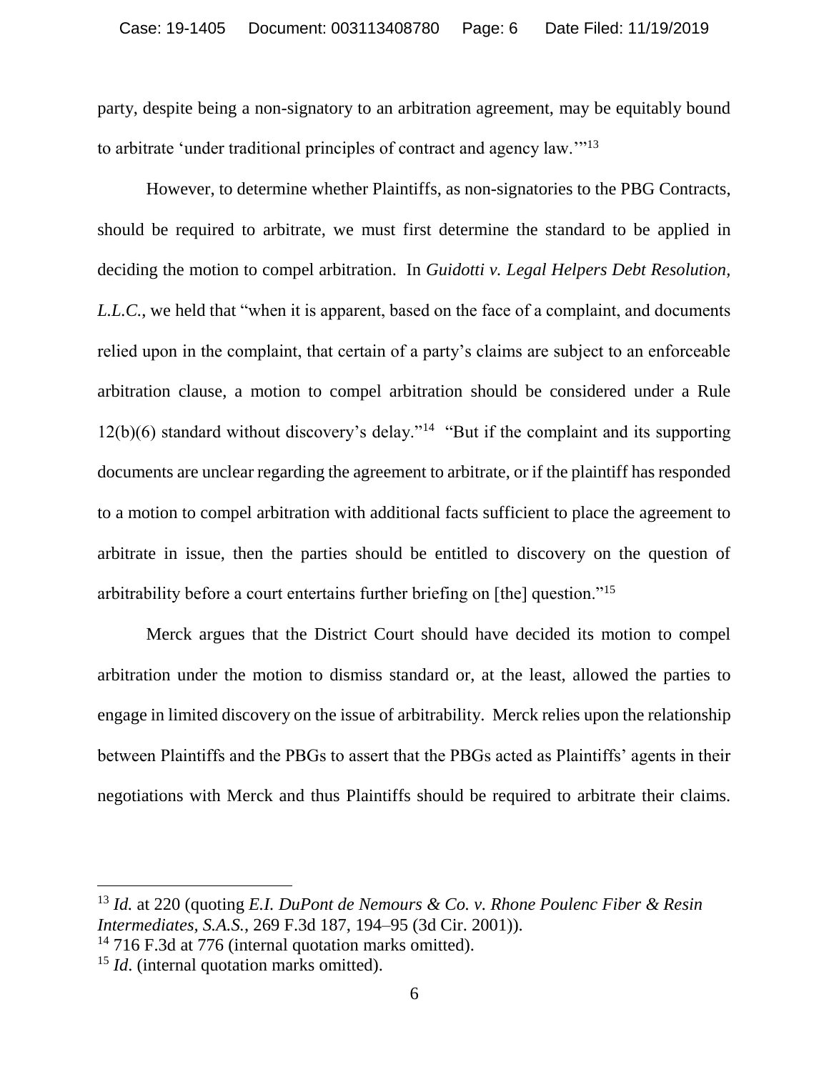party, despite being a non-signatory to an arbitration agreement, may be equitably bound to arbitrate 'under traditional principles of contract and agency law.'"[13]

However, to determine whether Plaintiffs, as non-signatories to the PBG Contracts, should be required to arbitrate, we must first determine the standard to be applied in deciding the motion to compel arbitration. In *Guidotti v. Legal Helpers Debt Resolution, L.L.C.*, we held that "when it is apparent, based on the face of a complaint, and documents relied upon in the complaint, that certain of a party's claims are subject to an enforceable arbitration clause, a motion to compel arbitration should be considered under a Rule 12(b)(6) standard without discovery's delay."[14] "But if the complaint and its supporting documents are unclear regarding the agreement to arbitrate, or if the plaintiff has responded to a motion to compel arbitration with additional facts sufficient to place the agreement to arbitrate in issue, then the parties should be entitled to discovery on the question of arbitrability before a court entertains further briefing on [the] question."[15]

Merck argues that the District Court should have decided its motion to compel arbitration under the motion to dismiss standard or, at the least, allowed the parties to engage in limited discovery on the issue of arbitrability. Merck relies upon the relationship between Plaintiffs and the PBGs to assert that the PBGs acted as Plaintiffs' agents in their negotiations with Merck and thus Plaintiffs should be required to arbitrate their claims.

---

[13] *Id.* at 220 (quoting *E.I. DuPont de Nemours & Co. v. Rhone Poulenc Fiber & Resin Intermediates, S.A.S.*, 269 F.3d 187, 194–95 (3d Cir. 2001)).

[14] 716 F.3d at 776 (internal quotation marks omitted).

[15] *Id*. (internal quotation marks omitted).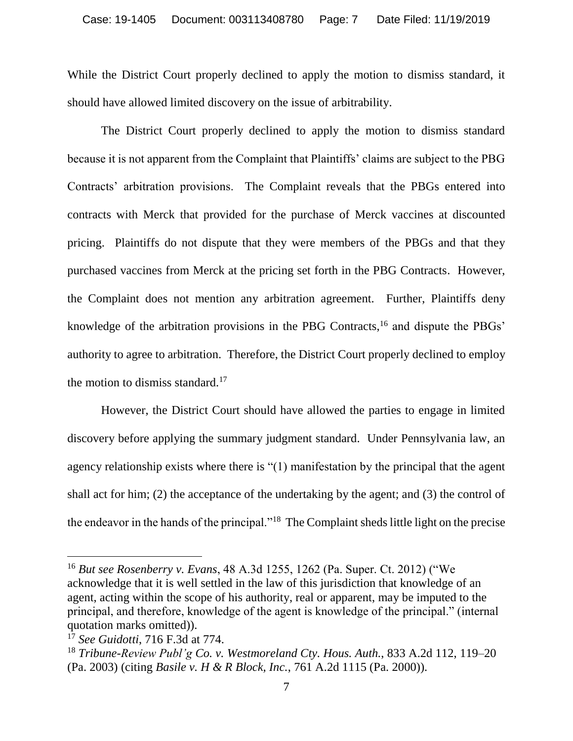While the District Court properly declined to apply the motion to dismiss standard, it should have allowed limited discovery on the issue of arbitrability.

The District Court properly declined to apply the motion to dismiss standard because it is not apparent from the Complaint that Plaintiffs' claims are subject to the PBG Contracts' arbitration provisions. The Complaint reveals that the PBGs entered into contracts with Merck that provided for the purchase of Merck vaccines at discounted pricing. Plaintiffs do not dispute that they were members of the PBGs and that they purchased vaccines from Merck at the pricing set forth in the PBG Contracts. However, the Complaint does not mention any arbitration agreement. Further, Plaintiffs deny knowledge of the arbitration provisions in the PBG Contracts,[16] and dispute the PBGs' authority to agree to arbitration. Therefore, the District Court properly declined to employ the motion to dismiss standard.[17]

However, the District Court should have allowed the parties to engage in limited discovery before applying the summary judgment standard. Under Pennsylvania law, an agency relationship exists where there is "(1) manifestation by the principal that the agent shall act for him; (2) the acceptance of the undertaking by the agent; and (3) the control of the endeavor in the hands of the principal."[18] The Complaint sheds little light on the precise

---

[16] *But see Rosenberry v. Evans*, 48 A.3d 1255, 1262 (Pa. Super. Ct. 2012) ("We acknowledge that it is well settled in the law of this jurisdiction that knowledge of an agent, acting within the scope of his authority, real or apparent, may be imputed to the principal, and therefore, knowledge of the agent is knowledge of the principal." (internal quotation marks omitted)).

[17] *See Guidotti*, 716 F.3d at 774.

[18] *Tribune-Review Publ'g Co. v. Westmoreland Cty. Hous. Auth.*, 833 A.2d 112, 119–20 (Pa. 2003) (citing *Basile v. H & R Block, Inc.*, 761 A.2d 1115 (Pa. 2000)).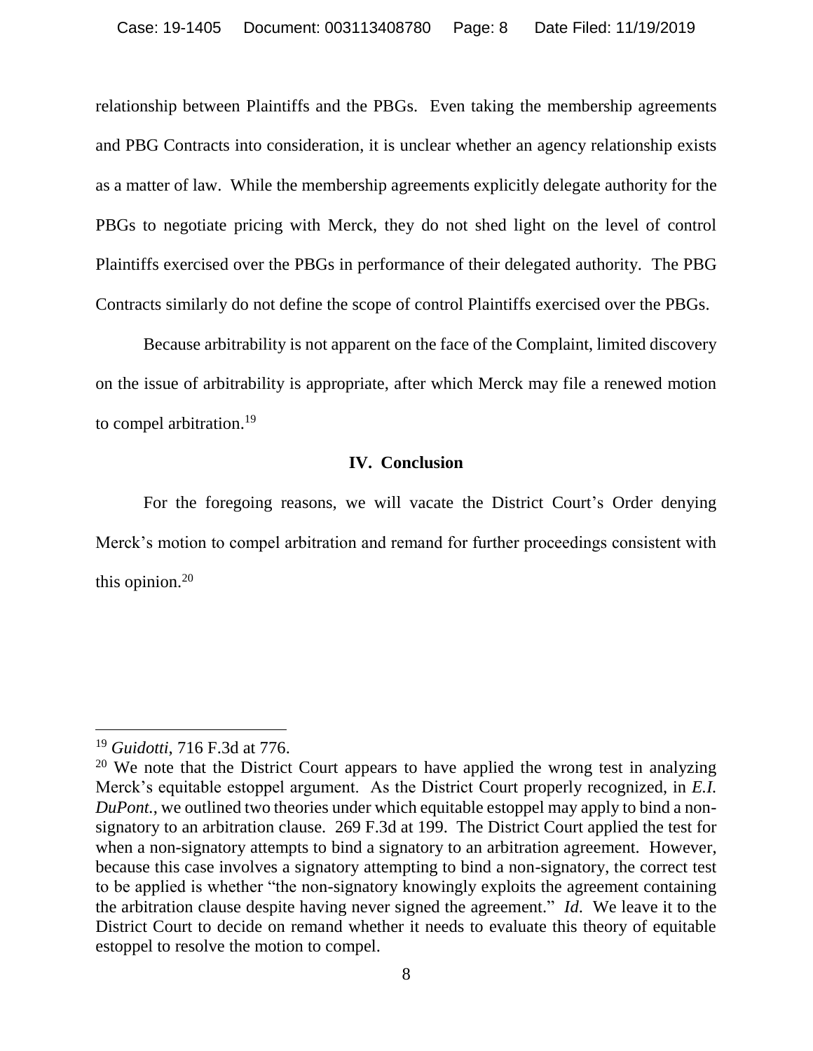relationship between Plaintiffs and the PBGs. Even taking the membership agreements and PBG Contracts into consideration, it is unclear whether an agency relationship exists as a matter of law. While the membership agreements explicitly delegate authority for the PBGs to negotiate pricing with Merck, they do not shed light on the level of control Plaintiffs exercised over the PBGs in performance of their delegated authority. The PBG Contracts similarly do not define the scope of control Plaintiffs exercised over the PBGs.

Because arbitrability is not apparent on the face of the Complaint, limited discovery on the issue of arbitrability is appropriate, after which Merck may file a renewed motion to compel arbitration.[19]

## IV. Conclusion

For the foregoing reasons, we will vacate the District Court's Order denying Merck's motion to compel arbitration and remand for further proceedings consistent with this opinion.[20]

---

[19] *Guidotti*, 716 F.3d at 776.

[20] We note that the District Court appears to have applied the wrong test in analyzing Merck's equitable estoppel argument. As the District Court properly recognized, in *E.I. DuPont.*, we outlined two theories under which equitable estoppel may apply to bind a non-signatory to an arbitration clause. 269 F.3d at 199. The District Court applied the test for when a non-signatory attempts to bind a signatory to an arbitration agreement. However, because this case involves a signatory attempting to bind a non-signatory, the correct test to be applied is whether "the non-signatory knowingly exploits the agreement containing the arbitration clause despite having never signed the agreement." *Id*. We leave it to the District Court to decide on remand whether it needs to evaluate this theory of equitable estoppel to resolve the motion to compel.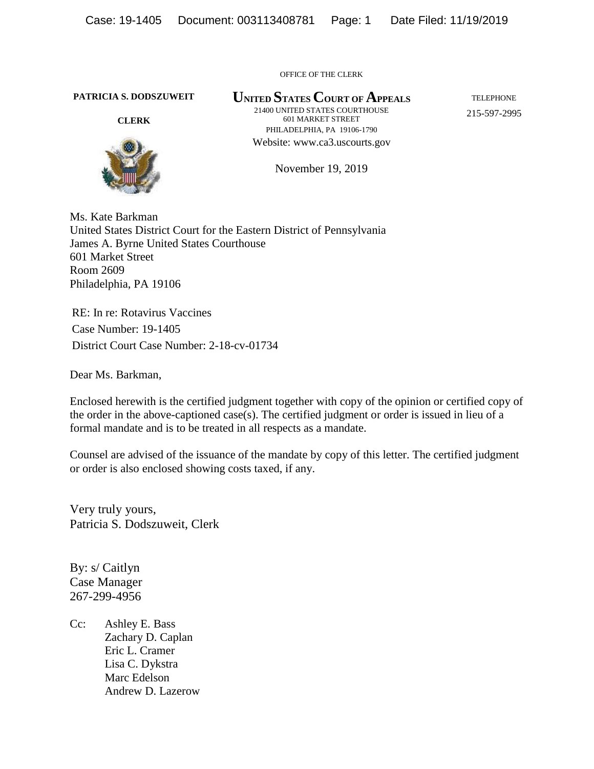OFFICE OF THE CLERK

**PATRICIA S. DODSZUWEIT**

**CLERK**

**UNITED STATES COURT OF APPEALS**

21400 UNITED STATES COURTHOUSE
601 MARKET STREET
PHILADELPHIA, PA 19106-1790
Website: www.ca3.uscourts.gov

TELEPHONE
215-597-2995

November 19, 2019

Ms. Kate Barkman
United States District Court for the Eastern District of Pennsylvania
James A. Byrne United States Courthouse
601 Market Street
Room 2609
Philadelphia, PA 19106

RE: In re: Rotavirus Vaccines
Case Number: 19-1405
District Court Case Number: 2-18-cv-01734

Dear Ms. Barkman,

Enclosed herewith is the certified judgment together with copy of the opinion or certified copy of the order in the above-captioned case(s). The certified judgment or order is issued in lieu of a formal mandate and is to be treated in all respects as a mandate.

Counsel are advised of the issuance of the mandate by copy of this letter. The certified judgment or order is also enclosed showing costs taxed, if any.

Very truly yours,
Patricia S. Dodszuweit, Clerk

By: s/ Caitlyn
Case Manager
267-299-4956

Cc: Ashley E. Bass
Zachary D. Caplan
Eric L. Cramer
Lisa C. Dykstra
Marc Edelson
Andrew D. Lazerow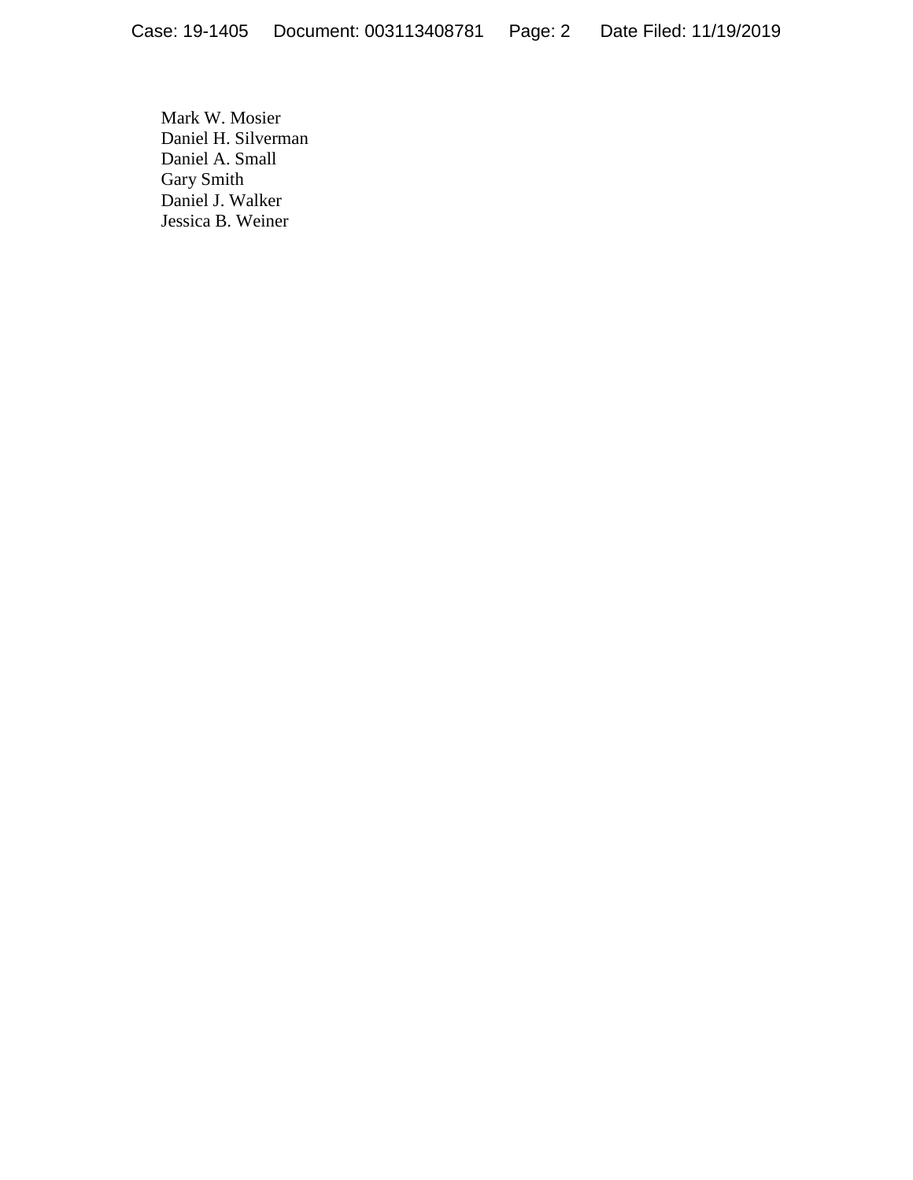Mark W. Mosier
Daniel H. Silverman
Daniel A. Small
Gary Smith
Daniel J. Walker
Jessica B. Weiner